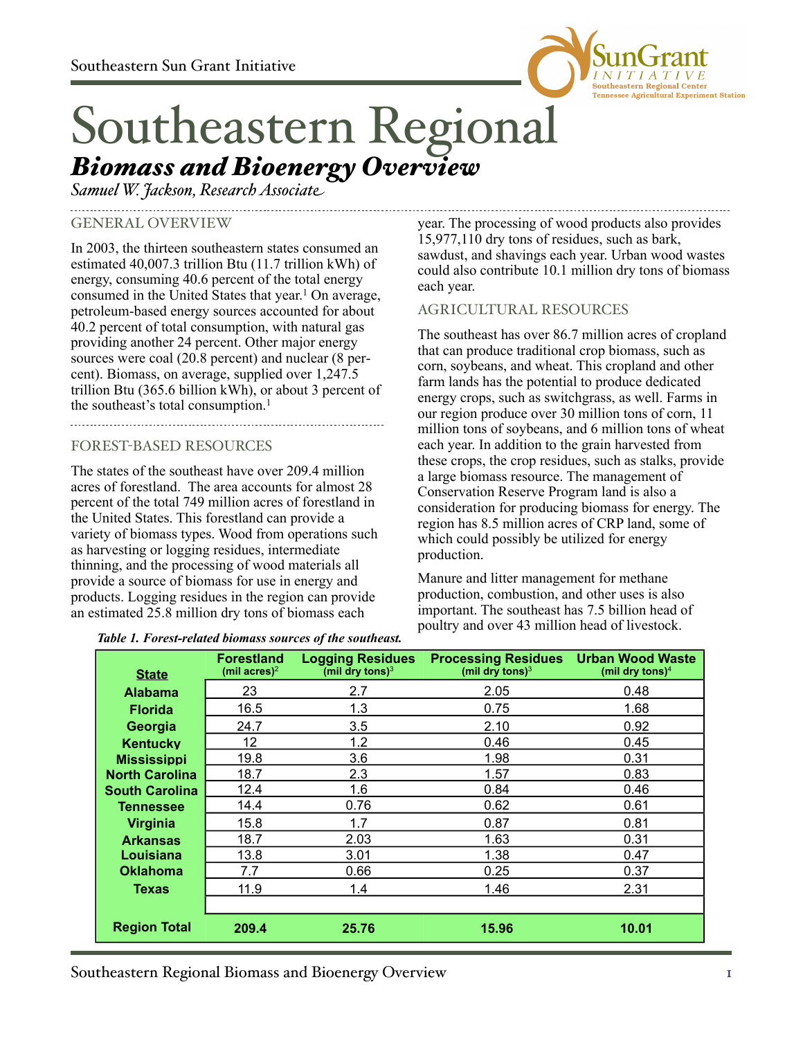Southeastern Sun Grant Initiative

# Southeastern Regional

## *Biomass and Bioenergy Overview*

*Samuel W. Jackson, Research Associate*

### GENERAL OVERVIEW

In 2003, the thirteen southeastern states consumed an estimated 40,007.3 trillion Btu (11.7 trillion kWh) of energy, consuming 40.6 percent of the total energy consumed in the United States that year.[1] On average, petroleum-based energy sources accounted for about 40.2 percent of total consumption, with natural gas providing another 24 percent. Other major energy sources were coal (20.8 percent) and nuclear (8 percent). Biomass, on average, supplied over 1,247.5 trillion Btu (365.6 billion kWh), or about 3 percent of the southeast's total consumption.[1]

### FOREST-BASED RESOURCES

The states of the southeast have over 209.4 million acres of forestland. The area accounts for almost 28 percent of the total 749 million acres of forestland in the United States. This forestland can provide a variety of biomass types. Wood from operations such as harvesting or logging residues, intermediate thinning, and the processing of wood materials all provide a source of biomass for use in energy and products. Logging residues in the region can provide an estimated 25.8 million dry tons of biomass each year. The processing of wood products also provides 15,977,110 dry tons of residues, such as bark, sawdust, and shavings each year. Urban wood wastes could also contribute 10.1 million dry tons of biomass each year.

### AGRICULTURAL RESOURCES

The southeast has over 86.7 million acres of cropland that can produce traditional crop biomass, such as corn, soybeans, and wheat. This cropland and other farm lands has the potential to produce dedicated energy crops, such as switchgrass, as well. Farms in our region produce over 30 million tons of corn, 11 million tons of soybeans, and 6 million tons of wheat each year. In addition to the grain harvested from these crops, the crop residues, such as stalks, provide a large biomass resource. The management of Conservation Reserve Program land is also a consideration for producing biomass for energy. The region has 8.5 million acres of CRP land, some of which could possibly be utilized for energy production.

Manure and litter management for methane production, combustion, and other uses is also important. The southeast has 7.5 billion head of poultry and over 43 million head of livestock.

***Table 1. Forest-related biomass sources of the southeast.***

| State | Forestland (mil acres)[2] | Logging Residues (mil dry tons)[3] | Processing Residues (mil dry tons)[3] | Urban Wood Waste (mil dry tons)[4] |
|---|---|---|---|---|
| Alabama | 23 | 2.7 | 2.05 | 0.48 |
| Florida | 16.5 | 1.3 | 0.75 | 1.68 |
| Georgia | 24.7 | 3.5 | 2.10 | 0.92 |
| Kentucky | 12 | 1.2 | 0.46 | 0.45 |
| Mississippi | 19.8 | 3.6 | 1.98 | 0.31 |
| North Carolina | 18.7 | 2.3 | 1.57 | 0.83 |
| South Carolina | 12.4 | 1.6 | 0.84 | 0.46 |
| Tennessee | 14.4 | 0.76 | 0.62 | 0.61 |
| Virginia | 15.8 | 1.7 | 0.87 | 0.81 |
| Arkansas | 18.7 | 2.03 | 1.63 | 0.31 |
| Louisiana | 13.8 | 3.01 | 1.38 | 0.47 |
| Oklahoma | 7.7 | 0.66 | 0.25 | 0.37 |
| Texas | 11.9 | 1.4 | 1.46 | 2.31 |
| **Region Total** | **209.4** | **25.76** | **15.96** | **10.01** |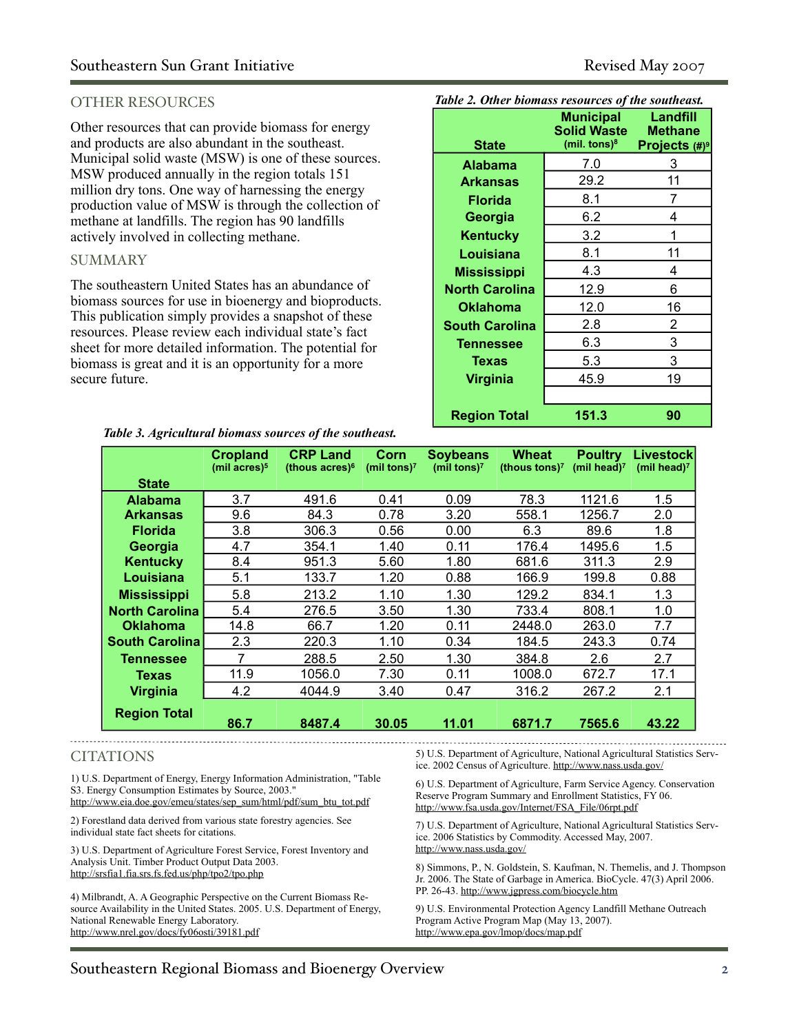## OTHER RESOURCES

Other resources that can provide biomass for energy and products are also abundant in the southeast. Municipal solid waste (MSW) is one of these sources. MSW produced annually in the region totals 151 million dry tons. One way of harnessing the energy production value of MSW is through the collection of methane at landfills. The region has 90 landfills actively involved in collecting methane.

## SUMMARY

The southeastern United States has an abundance of biomass sources for use in bioenergy and bioproducts. This publication simply provides a snapshot of these resources. Please review each individual state's fact sheet for more detailed information. The potential for biomass is great and it is an opportunity for a more secure future.

***Table 2. Other biomass resources of the southeast.***

| State | Municipal Solid Waste (mil. tons)[8] | Landfill Methane Projects (#)[9] |
|---|---|---|
| Alabama | 7.0 | 3 |
| Arkansas | 29.2 | 11 |
| Florida | 8.1 | 7 |
| Georgia | 6.2 | 4 |
| Kentucky | 3.2 | 1 |
| Louisiana | 8.1 | 11 |
| Mississippi | 4.3 | 4 |
| North Carolina | 12.9 | 6 |
| Oklahoma | 12.0 | 16 |
| South Carolina | 2.8 | 2 |
| Tennessee | 6.3 | 3 |
| Texas | 5.3 | 3 |
| Virginia | 45.9 | 19 |
| **Region Total** | **151.3** | **90** |

***Table 3. Agricultural biomass sources of the southeast.***

| State | Cropland (mil acres)[5] | CRP Land (thous acres)[6] | Corn (mil tons)[7] | Soybeans (mil tons)[7] | Wheat (thous tons)[7] | Poultry (mil head)[7] | Livestock (mil head)[7] |
|---|---|---|---|---|---|---|---|
| Alabama | 3.7 | 491.6 | 0.41 | 0.09 | 78.3 | 1121.6 | 1.5 |
| Arkansas | 9.6 | 84.3 | 0.78 | 3.20 | 558.1 | 1256.7 | 2.0 |
| Florida | 3.8 | 306.3 | 0.56 | 0.00 | 6.3 | 89.6 | 1.8 |
| Georgia | 4.7 | 354.1 | 1.40 | 0.11 | 176.4 | 1495.6 | 1.5 |
| Kentucky | 8.4 | 951.3 | 5.60 | 1.80 | 681.6 | 311.3 | 2.9 |
| Louisiana | 5.1 | 133.7 | 1.20 | 0.88 | 166.9 | 199.8 | 0.88 |
| Mississippi | 5.8 | 213.2 | 1.10 | 1.30 | 129.2 | 834.1 | 1.3 |
| North Carolina | 5.4 | 276.5 | 3.50 | 1.30 | 733.4 | 808.1 | 1.0 |
| Oklahoma | 14.8 | 66.7 | 1.20 | 0.11 | 2448.0 | 263.0 | 7.7 |
| South Carolina | 2.3 | 220.3 | 1.10 | 0.34 | 184.5 | 243.3 | 0.74 |
| Tennessee | 7 | 288.5 | 2.50 | 1.30 | 384.8 | 2.6 | 2.7 |
| Texas | 11.9 | 1056.0 | 7.30 | 0.11 | 1008.0 | 672.7 | 17.1 |
| Virginia | 4.2 | 4044.9 | 3.40 | 0.47 | 316.2 | 267.2 | 2.1 |
| **Region Total** | **86.7** | **8487.4** | **30.05** | **11.01** | **6871.7** | **7565.6** | **43.22** |

## CITATIONS

1) U.S. Department of Energy, Energy Information Administration, "Table S3. Energy Consumption Estimates by Source, 2003." http://www.eia.doe.gov/emeu/states/sep_sum/html/pdf/sum_btu_tot.pdf

2) Forestland data derived from various state forestry agencies. See individual state fact sheets for citations.

3) U.S. Department of Agriculture Forest Service, Forest Inventory and Analysis Unit. Timber Product Output Data 2003. http://srsfia1.fia.srs.fs.fed.us/php/tpo2/tpo.php

4) Milbrandt, A. A Geographic Perspective on the Current Biomass Resource Availability in the United States. 2005. U.S. Department of Energy, National Renewable Energy Laboratory. http://www.nrel.gov/docs/fy06osti/39181.pdf

5) U.S. Department of Agriculture, National Agricultural Statistics Service. 2002 Census of Agriculture. http://www.nass.usda.gov/

6) U.S. Department of Agriculture, Farm Service Agency. Conservation Reserve Program Summary and Enrollment Statistics, FY 06. http://www.fsa.usda.gov/Internet/FSA_File/06rpt.pdf

7) U.S. Department of Agriculture, National Agricultural Statistics Service. 2006 Statistics by Commodity. Accessed May, 2007. http://www.nass.usda.gov/

8) Simmons, P., N. Goldstein, S. Kaufman, N. Themelis, and J. Thompson Jr. 2006. The State of Garbage in America. BioCycle. 47(3) April 2006. PP. 26-43. http://www.jgpress.com/biocycle.htm

9) U.S. Environmental Protection Agency Landfill Methane Outreach Program Active Program Map (May 13, 2007). http://www.epa.gov/lmop/docs/map.pdf